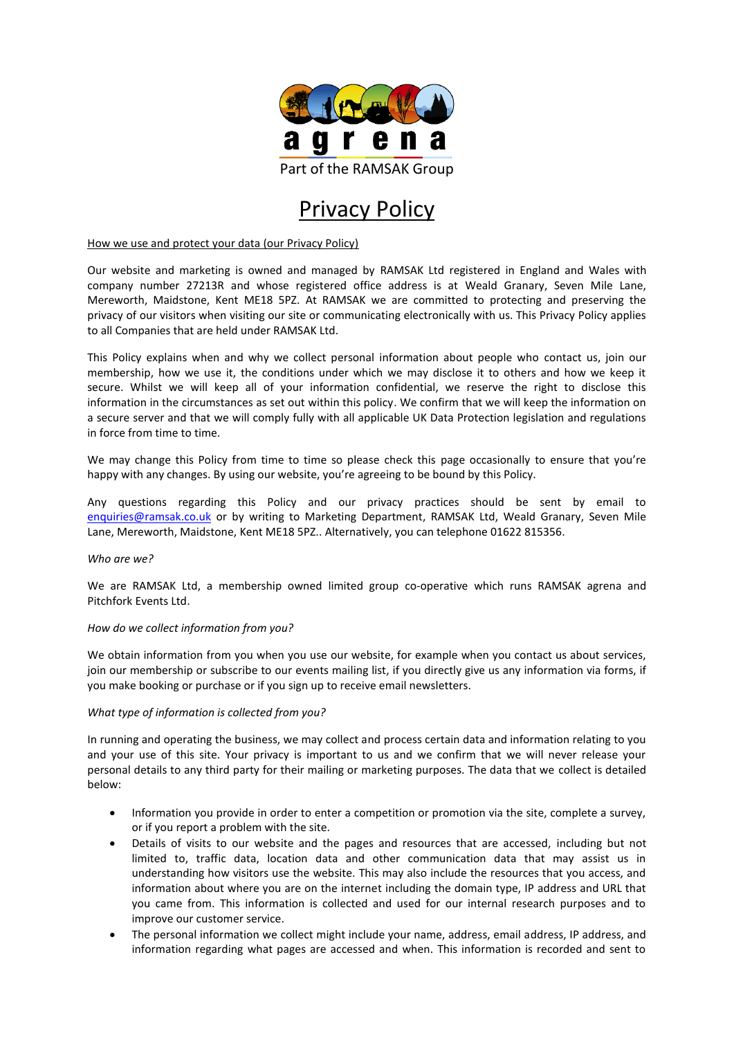agrena

Part of the RAMSAK Group

# Privacy Policy

How we use and protect your data (our Privacy Policy)

Our website and marketing is owned and managed by RAMSAK Ltd registered in England and Wales with company number 27213R and whose registered office address is at Weald Granary, Seven Mile Lane, Mereworth, Maidstone, Kent ME18 5PZ. At RAMSAK we are committed to protecting and preserving the privacy of our visitors when visiting our site or communicating electronically with us. This Privacy Policy applies to all Companies that are held under RAMSAK Ltd.

This Policy explains when and why we collect personal information about people who contact us, join our membership, how we use it, the conditions under which we may disclose it to others and how we keep it secure. Whilst we will keep all of your information confidential, we reserve the right to disclose this information in the circumstances as set out within this policy. We confirm that we will keep the information on a secure server and that we will comply fully with all applicable UK Data Protection legislation and regulations in force from time to time.

We may change this Policy from time to time so please check this page occasionally to ensure that you're happy with any changes. By using our website, you're agreeing to be bound by this Policy.

Any questions regarding this Policy and our privacy practices should be sent by email to enquiries@ramsak.co.uk or by writing to Marketing Department, RAMSAK Ltd, Weald Granary, Seven Mile Lane, Mereworth, Maidstone, Kent ME18 5PZ.. Alternatively, you can telephone 01622 815356.

*Who are we?*

We are RAMSAK Ltd, a membership owned limited group co-operative which runs RAMSAK agrena and Pitchfork Events Ltd.

*How do we collect information from you?*

We obtain information from you when you use our website, for example when you contact us about services, join our membership or subscribe to our events mailing list, if you directly give us any information via forms, if you make booking or purchase or if you sign up to receive email newsletters.

*What type of information is collected from you?*

In running and operating the business, we may collect and process certain data and information relating to you and your use of this site. Your privacy is important to us and we confirm that we will never release your personal details to any third party for their mailing or marketing purposes. The data that we collect is detailed below:

- Information you provide in order to enter a competition or promotion via the site, complete a survey, or if you report a problem with the site.
- Details of visits to our website and the pages and resources that are accessed, including but not limited to, traffic data, location data and other communication data that may assist us in understanding how visitors use the website. This may also include the resources that you access, and information about where you are on the internet including the domain type, IP address and URL that you came from. This information is collected and used for our internal research purposes and to improve our customer service.
- The personal information we collect might include your name, address, email address, IP address, and information regarding what pages are accessed and when. This information is recorded and sent to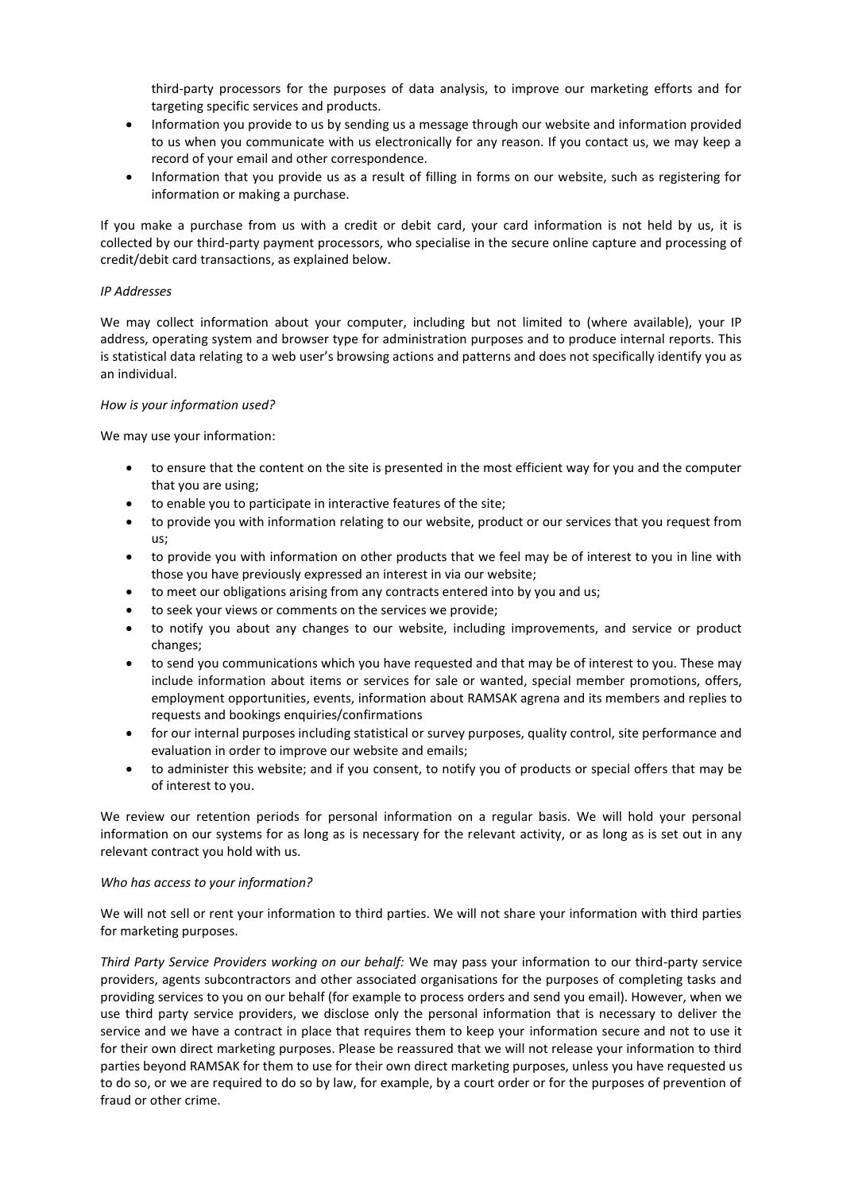third-party processors for the purposes of data analysis, to improve our marketing efforts and for targeting specific services and products.

- Information you provide to us by sending us a message through our website and information provided to us when you communicate with us electronically for any reason. If you contact us, we may keep a record of your email and other correspondence.
- Information that you provide us as a result of filling in forms on our website, such as registering for information or making a purchase.

If you make a purchase from us with a credit or debit card, your card information is not held by us, it is collected by our third-party payment processors, who specialise in the secure online capture and processing of credit/debit card transactions, as explained below.

*IP Addresses*

We may collect information about your computer, including but not limited to (where available), your IP address, operating system and browser type for administration purposes and to produce internal reports. This is statistical data relating to a web user's browsing actions and patterns and does not specifically identify you as an individual.

*How is your information used?*

We may use your information:

- to ensure that the content on the site is presented in the most efficient way for you and the computer that you are using;
- to enable you to participate in interactive features of the site;
- to provide you with information relating to our website, product or our services that you request from us;
- to provide you with information on other products that we feel may be of interest to you in line with those you have previously expressed an interest in via our website;
- to meet our obligations arising from any contracts entered into by you and us;
- to seek your views or comments on the services we provide;
- to notify you about any changes to our website, including improvements, and service or product changes;
- to send you communications which you have requested and that may be of interest to you. These may include information about items or services for sale or wanted, special member promotions, offers, employment opportunities, events, information about RAMSAK agrena and its members and replies to requests and bookings enquiries/confirmations
- for our internal purposes including statistical or survey purposes, quality control, site performance and evaluation in order to improve our website and emails;
- to administer this website; and if you consent, to notify you of products or special offers that may be of interest to you.

We review our retention periods for personal information on a regular basis. We will hold your personal information on our systems for as long as is necessary for the relevant activity, or as long as is set out in any relevant contract you hold with us.

*Who has access to your information?*

We will not sell or rent your information to third parties. We will not share your information with third parties for marketing purposes.

*Third Party Service Providers working on our behalf:* We may pass your information to our third-party service providers, agents subcontractors and other associated organisations for the purposes of completing tasks and providing services to you on our behalf (for example to process orders and send you email). However, when we use third party service providers, we disclose only the personal information that is necessary to deliver the service and we have a contract in place that requires them to keep your information secure and not to use it for their own direct marketing purposes. Please be reassured that we will not release your information to third parties beyond RAMSAK for them to use for their own direct marketing purposes, unless you have requested us to do so, or we are required to do so by law, for example, by a court order or for the purposes of prevention of fraud or other crime.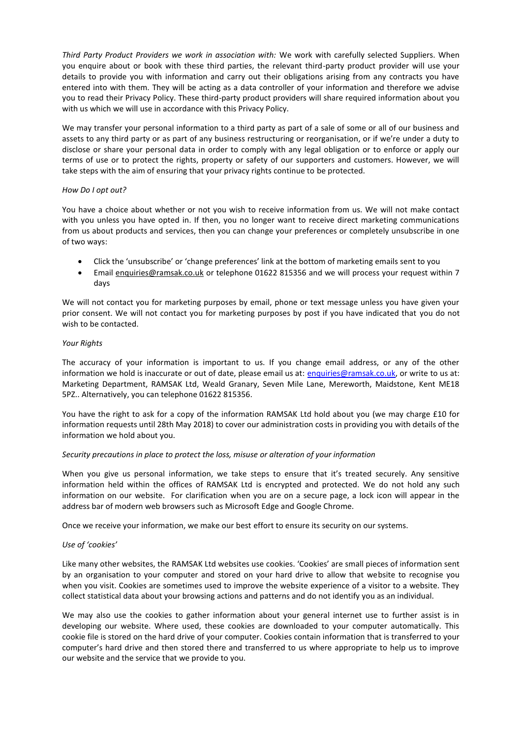*Third Party Product Providers we work in association with:* We work with carefully selected Suppliers. When you enquire about or book with these third parties, the relevant third-party product provider will use your details to provide you with information and carry out their obligations arising from any contracts you have entered into with them. They will be acting as a data controller of your information and therefore we advise you to read their Privacy Policy. These third-party product providers will share required information about you with us which we will use in accordance with this Privacy Policy.

We may transfer your personal information to a third party as part of a sale of some or all of our business and assets to any third party or as part of any business restructuring or reorganisation, or if we're under a duty to disclose or share your personal data in order to comply with any legal obligation or to enforce or apply our terms of use or to protect the rights, property or safety of our supporters and customers. However, we will take steps with the aim of ensuring that your privacy rights continue to be protected.

*How Do I opt out?*

You have a choice about whether or not you wish to receive information from us. We will not make contact with you unless you have opted in. If then, you no longer want to receive direct marketing communications from us about products and services, then you can change your preferences or completely unsubscribe in one of two ways:

- Click the 'unsubscribe' or 'change preferences' link at the bottom of marketing emails sent to you
- Email enquiries@ramsak.co.uk or telephone 01622 815356 and we will process your request within 7 days

We will not contact you for marketing purposes by email, phone or text message unless you have given your prior consent. We will not contact you for marketing purposes by post if you have indicated that you do not wish to be contacted.

*Your Rights*

The accuracy of your information is important to us. If you change email address, or any of the other information we hold is inaccurate or out of date, please email us at: enquiries@ramsak.co.uk, or write to us at: Marketing Department, RAMSAK Ltd, Weald Granary, Seven Mile Lane, Mereworth, Maidstone, Kent ME18 5PZ.. Alternatively, you can telephone 01622 815356.

You have the right to ask for a copy of the information RAMSAK Ltd hold about you (we may charge £10 for information requests until 28th May 2018) to cover our administration costs in providing you with details of the information we hold about you.

*Security precautions in place to protect the loss, misuse or alteration of your information*

When you give us personal information, we take steps to ensure that it's treated securely. Any sensitive information held within the offices of RAMSAK Ltd is encrypted and protected. We do not hold any such information on our website. For clarification when you are on a secure page, a lock icon will appear in the address bar of modern web browsers such as Microsoft Edge and Google Chrome.

Once we receive your information, we make our best effort to ensure its security on our systems.

*Use of 'cookies'*

Like many other websites, the RAMSAK Ltd websites use cookies. 'Cookies' are small pieces of information sent by an organisation to your computer and stored on your hard drive to allow that website to recognise you when you visit. Cookies are sometimes used to improve the website experience of a visitor to a website. They collect statistical data about your browsing actions and patterns and do not identify you as an individual.

We may also use the cookies to gather information about your general internet use to further assist is in developing our website. Where used, these cookies are downloaded to your computer automatically. This cookie file is stored on the hard drive of your computer. Cookies contain information that is transferred to your computer's hard drive and then stored there and transferred to us where appropriate to help us to improve our website and the service that we provide to you.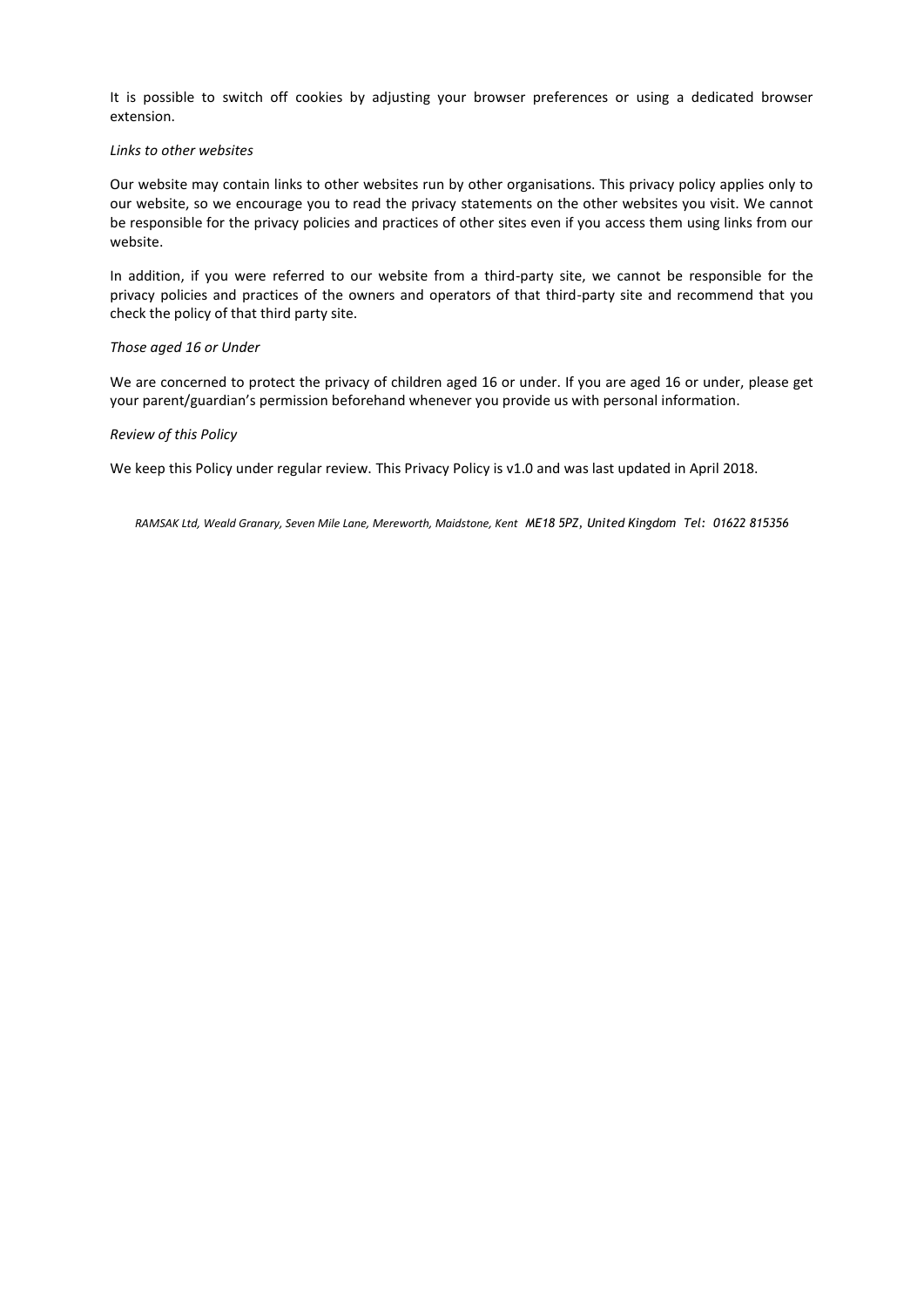It is possible to switch off cookies by adjusting your browser preferences or using a dedicated browser extension.

*Links to other websites*

Our website may contain links to other websites run by other organisations. This privacy policy applies only to our website, so we encourage you to read the privacy statements on the other websites you visit. We cannot be responsible for the privacy policies and practices of other sites even if you access them using links from our website.

In addition, if you were referred to our website from a third-party site, we cannot be responsible for the privacy policies and practices of the owners and operators of that third-party site and recommend that you check the policy of that third party site.

*Those aged 16 or Under*

We are concerned to protect the privacy of children aged 16 or under. If you are aged 16 or under, please get your parent/guardian's permission beforehand whenever you provide us with personal information.

*Review of this Policy*

We keep this Policy under regular review. This Privacy Policy is v1.0 and was last updated in April 2018.

*RAMSAK Ltd, Weald Granary, Seven Mile Lane, Mereworth, Maidstone, Kent ME18 5PZ, United Kingdom Tel: 01622 815356*